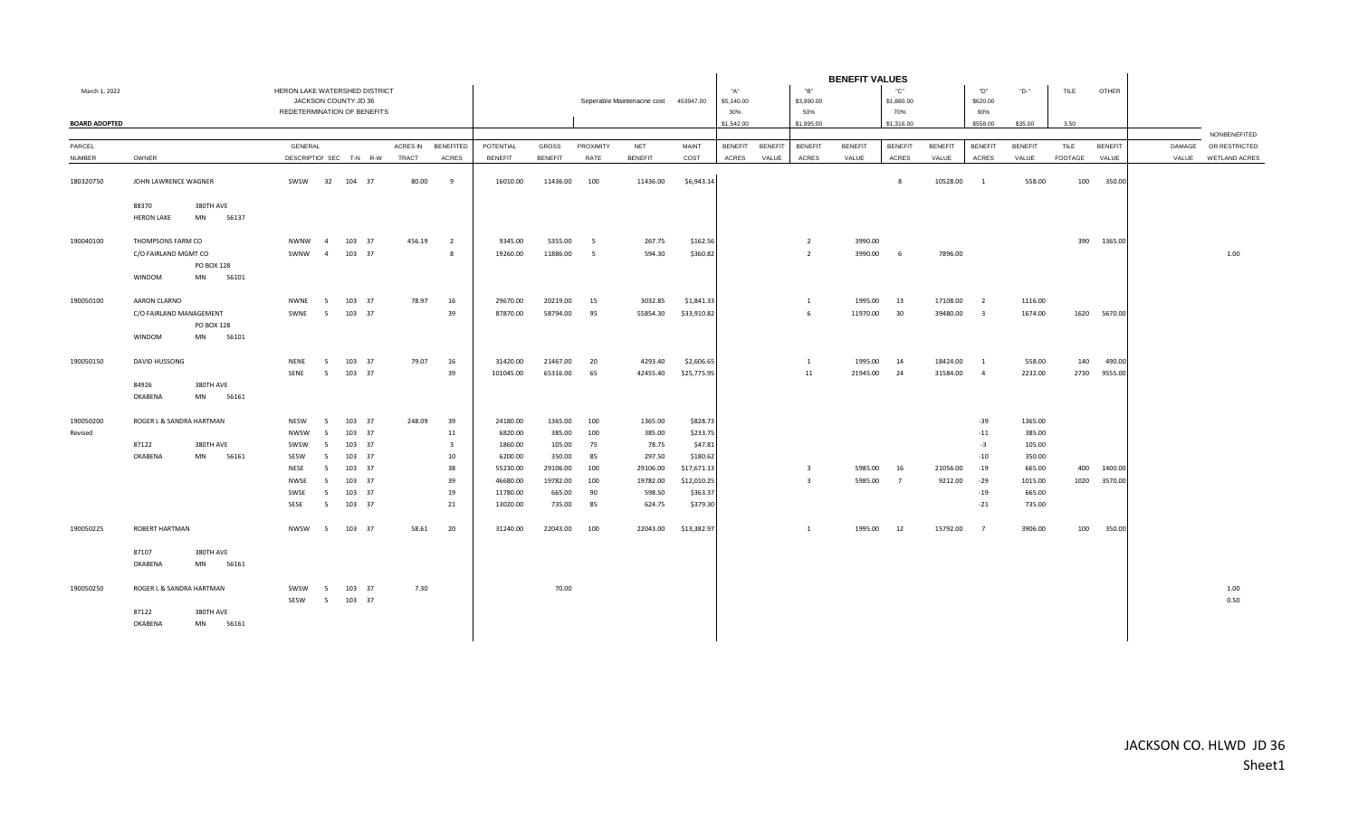March 1, 2022

HERON LAKE WATERSHED DISTRICT
JACKSON COUNTY JD 36
REDETERMINATION OF BENEFITS

**BOARD ADOPTED**

Seperable Maintenacne cost 453947.00

| | | | | | | | | | | | | | BENEFIT VALUES | | | | | | | | | | | |
|---|---|---|---|---|---|---|---|---|---|---|---|---|---|---|---|---|---|---|---|---|---|---|---|---|
| | | | | | | | | | | | | | "A" $5,140.00 30% $1,542.00 | | "B" $3,990.00 50% $1,995.00 | | "C" $1,880.00 70% $1,316.00 | | "D" $620.00 90% $558.00 | "D-" $35.00 | TILE 3.50 | OTHER | | |
| PARCEL NUMBER | OWNER | GENERAL DESCRIPTION | SEC | T-N | R-W | ACRES IN TRACT | BENEFITED ACRES | POTENTIAL BENEFIT | GROSS BENEFIT | PROXIMITY RATE | NET BENEFIT | MAINT COST | BENEFIT ACRES | BENEFIT VALUE | BENEFIT ACRES | BENEFIT VALUE | BENEFIT ACRES | BENEFIT VALUE | BENEFIT ACRES | BENEFIT VALUE | TILE FOOTAGE | BENEFIT VALUE | DAMAGE VALUE | NONBENEFITED OR RESTRICTED WETLAND ACRES |
| 180320750 | JOHN LAWRENCE WAGNER | SWSW | 32 | 104 | 37 | 80.00 | 9 | 16010.00 | 11436.00 | 100 | 11436.00 | $6,943.14 | | | | | 8 | 10528.00 | 1 | 558.00 | 100 | 350.00 | | |
| | 88370 380TH AVE | | | | | | | | | | | | | | | | | | | | | | | |
| | HERON LAKE MN 56137 | | | | | | | | | | | | | | | | | | | | | | | |
| 190040100 | THOMPSONS FARM CO | NWNW | 4 | 103 | 37 | 456.19 | 2 | 9345.00 | 5355.00 | 5 | 267.75 | $162.56 | | | 2 | 3990.00 | | | | | 390 | 1365.00 | | |
| | C/O FAIRLAND MGMT CO | SWNW | 4 | 103 | 37 | | 8 | 19260.00 | 11886.00 | 5 | 594.30 | $360.82 | | | 2 | 3990.00 | 6 | 7896.00 | | | | | | 1.00 |
| | PO BOX 128 | | | | | | | | | | | | | | | | | | | | | | | |
| | WINDOM MN 56101 | | | | | | | | | | | | | | | | | | | | | | | |
| 190050100 | AARON CLARNO | NWNE | 5 | 103 | 37 | 78.97 | 16 | 29670.00 | 20219.00 | 15 | 3032.85 | $1,841.33 | | | 1 | 1995.00 | 13 | 17108.00 | 2 | 1116.00 | | | | |
| | C/O FAIRLAND MANAGEMENT | SWNE | 5 | 103 | 37 | | 39 | 87870.00 | 58794.00 | 95 | 55854.30 | $33,910.82 | | | 6 | 11970.00 | 30 | 39480.00 | 3 | 1674.00 | 1620 | 5670.00 | | |
| | PO BOX 128 | | | | | | | | | | | | | | | | | | | | | | | |
| | WINDOM MN 56101 | | | | | | | | | | | | | | | | | | | | | | | |
| 190050150 | DAVID HUSSONG | NENE | 5 | 103 | 37 | 79.07 | 16 | 31420.00 | 21467.00 | 20 | 4293.40 | $2,606.65 | | | 1 | 1995.00 | 14 | 18424.00 | 1 | 558.00 | 140 | 490.00 | | |
| | | SENE | 5 | 103 | 37 | | 39 | 101045.00 | 65316.00 | 65 | 42455.40 | $25,775.95 | | | 11 | 21945.00 | 24 | 31584.00 | 4 | 2232.00 | 2730 | 9555.00 | | |
| | 84926 380TH AVE | | | | | | | | | | | | | | | | | | | | | | | |
| | OKABENA MN 56161 | | | | | | | | | | | | | | | | | | | | | | | |
| 190050200 | ROGER L & SANDRA HARTMAN | NESW | 5 | 103 | 37 | 248.09 | 39 | 24180.00 | 1365.00 | 100 | 1365.00 | $828.73 | | | | | | | -39 | 1365.00 | | | | |
| Revised | | NWSW | 5 | 103 | 37 | | 11 | 6820.00 | 385.00 | 100 | 385.00 | $233.75 | | | | | | | -11 | 385.00 | | | | |
| | 87122 380TH AVE | SWSW | 5 | 103 | 37 | | 3 | 1860.00 | 105.00 | 75 | 78.75 | $47.81 | | | | | | | -3 | 105.00 | | | | |
| | OKABENA MN 56161 | SESW | 5 | 103 | 37 | | 10 | 6200.00 | 350.00 | 85 | 297.50 | $180.62 | | | | | | | -10 | 350.00 | | | | |
| | | NESE | 5 | 103 | 37 | | 38 | 55230.00 | 29106.00 | 100 | 29106.00 | $17,671.13 | | | 3 | 5985.00 | 16 | 21056.00 | -19 | 665.00 | 400 | 1400.00 | | |
| | | NWSE | 5 | 103 | 37 | | 39 | 46680.00 | 19782.00 | 100 | 19782.00 | $12,010.25 | | | 3 | 5985.00 | 7 | 9212.00 | -29 | 1015.00 | 1020 | 3570.00 | | |
| | | SWSE | 5 | 103 | 37 | | 19 | 11780.00 | 665.00 | 90 | 598.50 | $363.37 | | | | | | | -19 | 665.00 | | | | |
| | | SESE | 5 | 103 | 37 | | 21 | 13020.00 | 735.00 | 85 | 624.75 | $379.30 | | | | | | | -21 | 735.00 | | | | |
| 190050225 | ROBERT HARTMAN | NWSW | 5 | 103 | 37 | 58.61 | 20 | 31240.00 | 22043.00 | 100 | 22043.00 | $13,382.97 | | | 1 | 1995.00 | 12 | 15792.00 | 7 | 3906.00 | 100 | 350.00 | | |
| | 87107 380TH AVE | | | | | | | | | | | | | | | | | | | | | | | |
| | OKABENA MN 56161 | | | | | | | | | | | | | | | | | | | | | | | |
| 190050250 | ROGER L & SANDRA HARTMAN | SWSW | 5 | 103 | 37 | 7.30 | | | 70.00 | | | | | | | | | | | | | | | 1.00 |
| | | SESW | 5 | 103 | 37 | | | | | | | | | | | | | | | | | | | 0.50 |
| | 87122 380TH AVE | | | | | | | | | | | | | | | | | | | | | | | |
| | OKABENA MN 56161 | | | | | | | | | | | | | | | | | | | | | | | |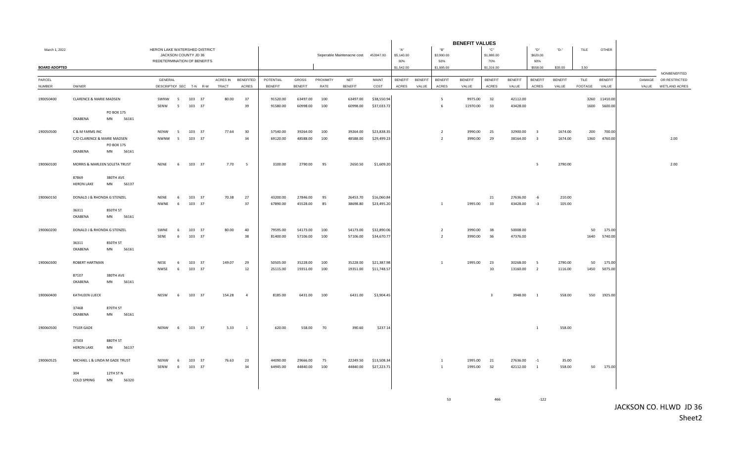March 1, 2022

HERON LAKE WATERSHED DISTRICT
JACKSON COUNTY JD 36
REDETERMINATION OF BENEFITS

**BOARD ADOPTED**

Seperable Maintenacne cost 453947.00

**BENEFIT VALUES**

| PARCEL NUMBER | OWNER | GENERAL DESCRIPTION | SEC | T-N | R-W | ACRES IN TRACT | BENEFITED ACRES | POTENTIAL BENEFIT | GROSS BENEFIT | PROXIMITY RATE | NET BENEFIT | MAINT COST | "A" $5,140.00 30% $1,542.00 BENEFIT ACRES | BENEFIT VALUE | "B" $3,990.00 50% $1,995.00 BENEFIT ACRES | BENEFIT VALUE | "C" $1,880.00 70% $1,316.00 BENEFIT ACRES | BENEFIT VALUE | "D" $620.00 90% $558.00 BENEFIT ACRES | "D-" $35.00 BENEFIT VALUE | TILE 3.50 TILE FOOTAGE | OTHER BENEFIT VALUE | DAMAGE VALUE | NONBENEFITED OR RESTRICTED WETLAND ACRES |
|---|---|---|---|---|---|---|---|---|---|---|---|---|---|---|---|---|---|---|---|---|---|---|---|---|
| 190050400 | CLARENCE & MARIE MADSEN | SWNW | 5 | 103 | 37 | 80.00 | 37 | 91520.00 | 63497.00 | 100 | 63497.00 | $38,550.94 | | | 5 | 9975.00 | 32 | 42112.00 | | | 3260 | 11410.00 | | |
| | | SENW | 5 | 103 | 37 | | 39 | 91580.00 | 60998.00 | 100 | 60998.00 | $37,033.72 | | | 6 | 11970.00 | 33 | 43428.00 | | | 1600 | 5600.00 | | |
| | PO BOX 175 | | | | | | | | | | | | | | | | | | | | | | | |
| | OKABENA MN 56161 | | | | | | | | | | | | | | | | | | | | | | | |
| 190050500 | C & M FARMS INC | NENW | 5 | 103 | 37 | 77.64 | 30 | 57540.00 | 39264.00 | 100 | 39264.00 | $23,838.35 | | | 2 | 3990.00 | 25 | 32900.00 | 3 | 1674.00 | 200 | 700.00 | | |
| | C/O CLARENCE & MARIE MADSEN | NWNW | 5 | 103 | 37 | | 34 | 69120.00 | 48588.00 | 100 | 48588.00 | $29,499.23 | | | 2 | 3990.00 | 29 | 38164.00 | 3 | 1674.00 | 1360 | 4760.00 | | 2.00 |
| | PO BOX 175 | | | | | | | | | | | | | | | | | | | | | | | |
| | OKABENA MN 56161 | | | | | | | | | | | | | | | | | | | | | | | |
| 190060100 | MORRIS & MARLEEN SOLETA TRUST | NENE | 6 | 103 | 37 | 7.70 | 5 | 3100.00 | 2790.00 | 95 | 2650.50 | $1,609.20 | | | | | | | 5 | 2790.00 | | | | 2.00 |
| | 87869 380TH AVE | | | | | | | | | | | | | | | | | | | | | | | |
| | HERON LAKE MN 56137 | | | | | | | | | | | | | | | | | | | | | | | |
| 190060150 | DONALD J & RHONDA G STENZEL | NENE | 6 | 103 | 37 | 70.38 | 27 | 43200.00 | 27846.00 | 95 | 26453.70 | $16,060.84 | | | | | 21 | 27636.00 | -6 | 210.00 | | | | |
| | | NWNE | 6 | 103 | 37 | | 37 | 67890.00 | 45528.00 | 85 | 38698.80 | $23,495.20 | | | 1 | 1995.00 | 33 | 43428.00 | -3 | 105.00 | | | | |
| | 36311 850TH ST | | | | | | | | | | | | | | | | | | | | | | | |
| | OKABENA MN 56161 | | | | | | | | | | | | | | | | | | | | | | | |
| 190060200 | DONALD J & RHONDA G STENZEL | SWNE | 6 | 103 | 37 | 80.00 | 40 | 79595.00 | 54173.00 | 100 | 54173.00 | $32,890.06 | | | 2 | 3990.00 | 38 | 50008.00 | | | 50 | 175.00 | | |
| | | SENE | 6 | 103 | 37 | | 38 | 81400.00 | 57106.00 | 100 | 57106.00 | $34,670.77 | | | 2 | 3990.00 | 36 | 47376.00 | | | 1640 | 5740.00 | | |
| | 36311 850TH ST | | | | | | | | | | | | | | | | | | | | | | | |
| | OKABENA MN 56161 | | | | | | | | | | | | | | | | | | | | | | | |
| 190060300 | ROBERT HARTMAN | NESE | 6 | 103 | 37 | 149.07 | 29 | 50505.00 | 35228.00 | 100 | 35228.00 | $21,387.98 | | | 1 | 1995.00 | 23 | 30268.00 | 5 | 2790.00 | 50 | 175.00 | | |
| | | NWSE | 6 | 103 | 37 | | 12 | 25115.00 | 19351.00 | 100 | 19351.00 | $11,748.57 | | | | | 10 | 13160.00 | 2 | 1116.00 | 1450 | 5075.00 | | |
| | 87107 380TH AVE | | | | | | | | | | | | | | | | | | | | | | | |
| | OKABENA MN 56161 | | | | | | | | | | | | | | | | | | | | | | | |
| 190060400 | KATHLEEN LUECK | NESW | 6 | 103 | 37 | 154.28 | 4 | 8185.00 | 6431.00 | 100 | 6431.00 | $3,904.45 | | | | | 3 | 3948.00 | 1 | 558.00 | 550 | 1925.00 | | |
| | 37468 870TH ST | | | | | | | | | | | | | | | | | | | | | | | |
| | OKABENA MN 56161 | | | | | | | | | | | | | | | | | | | | | | | |
| 190060500 | TYLER GADE | NENW | 6 | 103 | 37 | 5.33 | 1 | 620.00 | 558.00 | 70 | 390.60 | $237.14 | | | | | | | 1 | 558.00 | | | | |
| | 37503 880TH ST | | | | | | | | | | | | | | | | | | | | | | | |
| | HERON LAKE MN 56137 | | | | | | | | | | | | | | | | | | | | | | | |
| 190060525 | MICHAEL L & LINDA M GADE TRUST | NENW | 6 | 103 | 37 | 76.63 | 23 | 44090.00 | 29666.00 | 75 | 22249.50 | $13,508.34 | | | 1 | 1995.00 | 21 | 27636.00 | -1 | 35.00 | | | | |
| | | SENW | 6 | 103 | 37 | | 34 | 64945.00 | 44840.00 | 100 | 44840.00 | $27,223.71 | | | 1 | 1995.00 | 32 | 42112.00 | 1 | 558.00 | 50 | 175.00 | | |
| | 304 12TH ST N | | | | | | | | | | | | | | | | | | | | | | | |
| | COLD SPRING MN 56320 | | | | | | | | | | | | | | | | | | | | | | | |
| | | | | | | | | | | | | | | | 53 | | 466 | | -122 | | | | | |

JACKSON CO. HLWD JD 36
Sheet2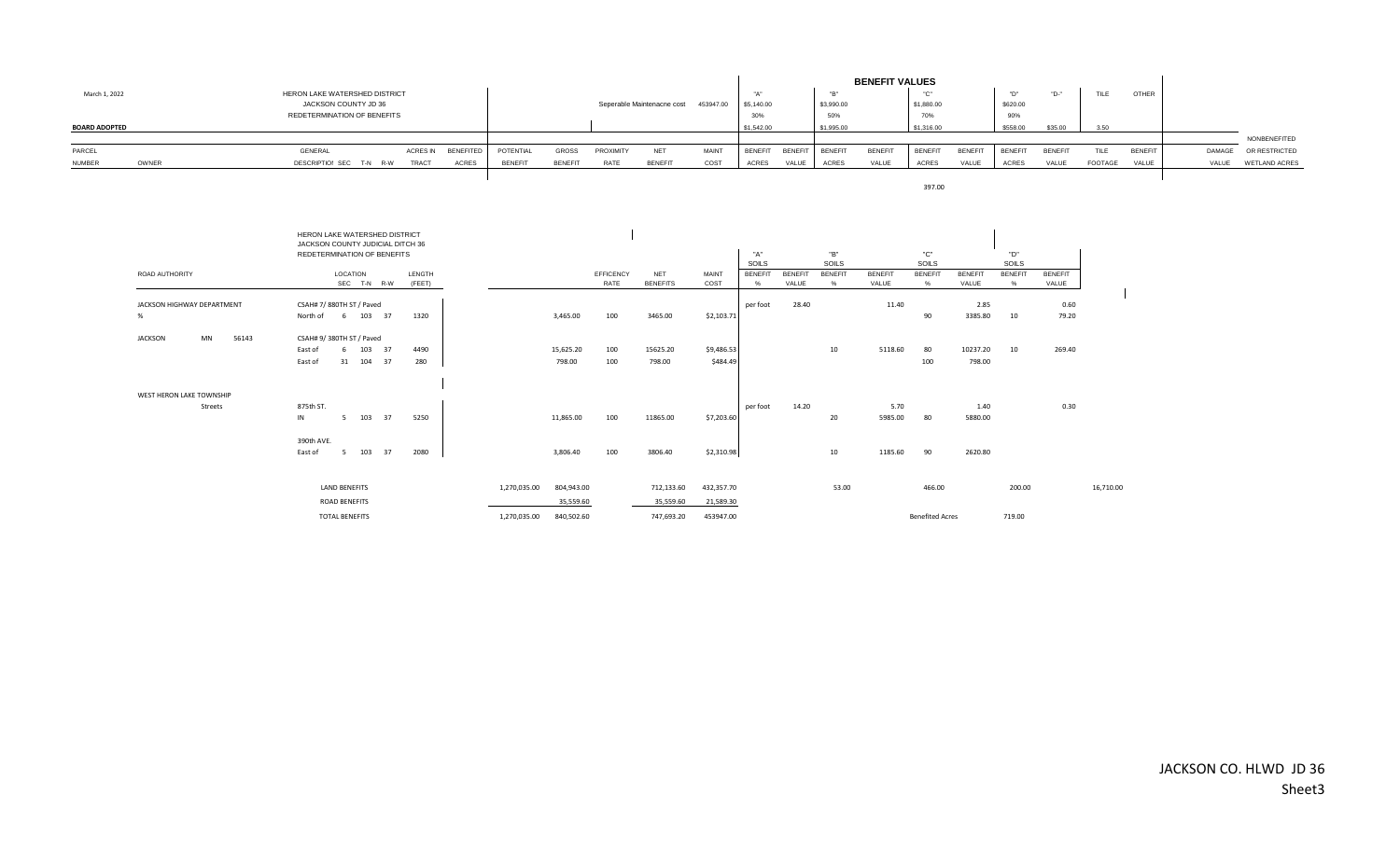| March 1, 2022 | HERON LAKE WATERSHED DISTRICT | | | | | | | | | | | | BENEFIT VALUES | | | | | | | | | |
|---|---|---|---|---|---|---|---|---|---|---|---|---|---|---|---|---|---|---|---|---|---|---|
| | JACKSON COUNTY JD 36 | | | | | | Seperable Maintenacne cost | 453947.00 | "A" | | "B" | | "C" | | "D" | "D-" | TILE | OTHER | | |
| | REDETERMINATION OF BENEFITS | | | | | | | | $5,140.00 | | $3,990.00 | | $1,880.00 | | $620.00 | | | | | |
| **BOARD ADOPTED** | | | | | | | | | 30% | | 50% | | 70% | | 90% | | | | | |
| | | | | | | | | | $1,542.00 | | $1,995.00 | | $1,316.00 | | $558.00 | $35.00 | 3.50 | | | NONBENEFITED |
| PARCEL NUMBER | OWNER | GENERAL DESCRIPTIO SEC T-N R-W | ACRES IN TRACT | BENEFITED ACRES | POTENTIAL BENEFIT | GROSS BENEFIT | PROXIMITY RATE | NET BENEFIT | MAINT COST | BENEFIT ACRES | BENEFIT VALUE | BENEFIT ACRES | BENEFIT VALUE | BENEFIT ACRES | BENEFIT VALUE | BENEFIT ACRES | BENEFIT VALUE | TILE FOOTAGE | BENEFIT VALUE | DAMAGE VALUE | OR RESTRICTED WETLAND ACRES |
| | | | | | | | | | | | | | | 397.00 | | | | | | | |

HERON LAKE WATERSHED DISTRICT
JACKSON COUNTY JUDICIAL DITCH 36
REDETERMINATION OF BENEFITS

| ROAD AUTHORITY | LOCATION SEC T-N R-W | LENGTH (FEET) | | GROSS | EFFICENCY RATE | NET BENEFITS | MAINT COST | "A" SOILS BENEFIT % | BENEFIT VALUE | "B" SOILS BENEFIT % | BENEFIT VALUE | "C" SOILS BENEFIT % | BENEFIT VALUE | "D" SOILS BENEFIT % | BENEFIT VALUE |
|---|---|---|---|---|---|---|---|---|---|---|---|---|---|---|---|
| JACKSON HIGHWAY DEPARTMENT | CSAH# 7/ 880TH ST / Paved | | | | | | | per foot | 28.40 | | 11.40 | | 2.85 | | 0.60 |
| % | North of 6 103 37 | 1320 | | 3,465.00 | 100 | 3465.00 | $2,103.71 | | | | | 90 | 3385.80 | 10 | 79.20 |
| JACKSON MN 56143 | CSAH# 9/ 380TH ST / Paved | | | | | | | | | | | | | | |
| | East of 6 103 37 | 4490 | | 15,625.20 | 100 | 15625.20 | $9,486.53 | | | 10 | 5118.60 | 80 | 10237.20 | 10 | 269.40 |
| | East of 31 104 37 | 280 | | 798.00 | 100 | 798.00 | $484.49 | | | | | 100 | 798.00 | | |
| WEST HERON LAKE TOWNSHIP | | | | | | | | per foot | 14.20 | | 5.70 | | 1.40 | | 0.30 |
| Streets | 875th ST. | | | | | | | | | | | | | | |
| | IN 5 103 37 | 5250 | | 11,865.00 | 100 | 11865.00 | $7,203.60 | | | 20 | 5985.00 | 80 | 5880.00 | | |
| | 390th AVE. | | | | | | | | | | | | | | |
| | East of 5 103 37 | 2080 | | 3,806.40 | 100 | 3806.40 | $2,310.98 | | | 10 | 1185.60 | 90 | 2620.80 | | |

| | POTENTIAL | GROSS | NET | MAINT | | | | |
|---|---|---|---|---|---|---|---|---|
| LAND BENEFITS | 1,270,035.00 | 804,943.00 | 712,133.60 | 432,357.70 | 53.00 | 466.00 | 200.00 | 16,710.00 |
| ROAD BENEFITS | | 35,559.60 | 35,559.60 | 21,589.30 | | | | |
| TOTAL BENEFITS | 1,270,035.00 | 840,502.60 | 747,693.20 | 453947.00 | | Benefited Acres | 719.00 | |

JACKSON CO. HLWD JD 36
Sheet3